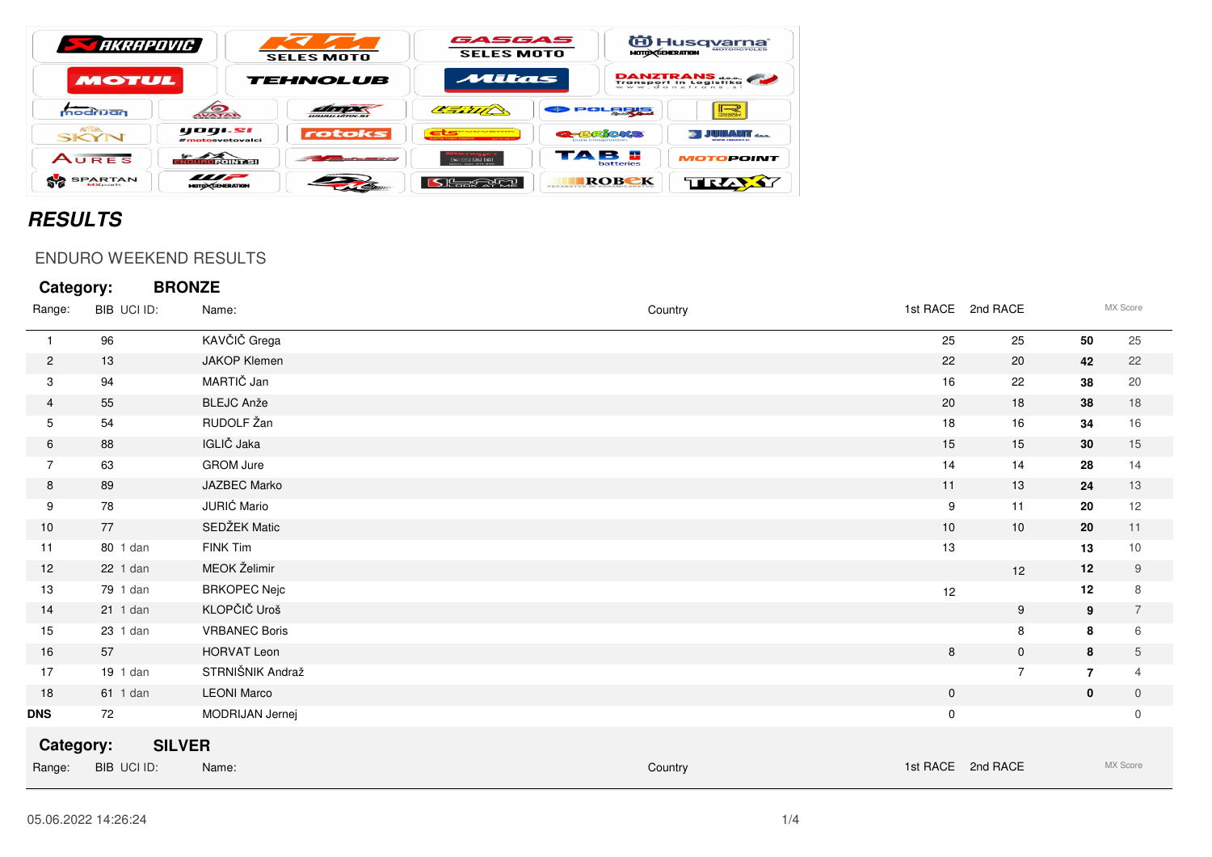## *RESULTS*

ENDURO WEEKEND RESULTS

**Category: BRONZE**

| Range: | BIB | UCI ID: | Name: | Country | 1st RACE | 2nd RACE | | MX Score |
|---|---|---|---|---|---|---|---|---|
| 1 | 96 | | KAVČIČ Grega | | 25 | 25 | **50** | 25 |
| 2 | 13 | | JAKOP Klemen | | 22 | 20 | **42** | 22 |
| 3 | 94 | | MARTIČ Jan | | 16 | 22 | **38** | 20 |
| 4 | 55 | | BLEJC Anže | | 20 | 18 | **38** | 18 |
| 5 | 54 | | RUDOLF Žan | | 18 | 16 | **34** | 16 |
| 6 | 88 | | IGLIČ Jaka | | 15 | 15 | **30** | 15 |
| 7 | 63 | | GROM Jure | | 14 | 14 | **28** | 14 |
| 8 | 89 | | JAZBEC Marko | | 11 | 13 | **24** | 13 |
| 9 | 78 | | JURIĆ Mario | | 9 | 11 | **20** | 12 |
| 10 | 77 | | SEDŽEK Matic | | 10 | 10 | **20** | 11 |
| 11 | 80 | 1 dan | FINK Tim | | 13 | | **13** | 10 |
| 12 | 22 | 1 dan | MEOK Želimir | | | 12 | **12** | 9 |
| 13 | 79 | 1 dan | BRKOPEC Nejc | | 12 | | **12** | 8 |
| 14 | 21 | 1 dan | KLOPČIČ Uroš | | | 9 | **9** | 7 |
| 15 | 23 | 1 dan | VRBANEC Boris | | | 8 | **8** | 6 |
| 16 | 57 | | HORVAT Leon | | 8 | 0 | **8** | 5 |
| 17 | 19 | 1 dan | STRNIŠNIK Andraž | | | 7 | **7** | 4 |
| 18 | 61 | 1 dan | LEONI Marco | | 0 | | **0** | 0 |
| **DNS** | 72 | | MODRIJAN Jernej | | 0 | | | 0 |

**Category: SILVER**

| Range: | BIB | UCI ID: | Name: | Country | 1st RACE | 2nd RACE | | MX Score |
|---|---|---|---|---|---|---|---|---|

05.06.2022 14:26:24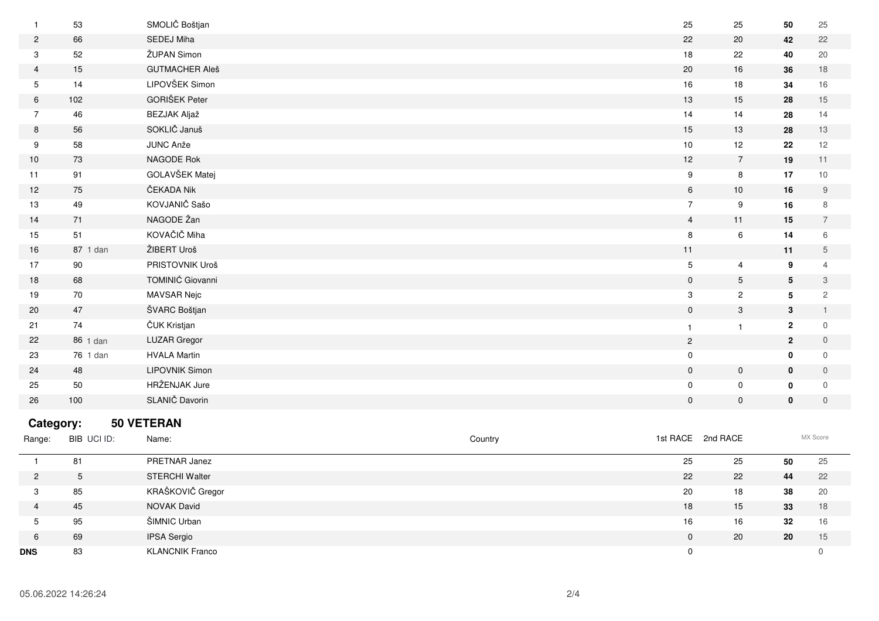| Range: | BIB | UCI ID: | Name: | Country | 1st RACE | 2nd RACE | | MX Score |
|---|---|---|---|---|---|---|---|---|
| 1 | 53 | | SMOLIČ Boštjan | | 25 | 25 | **50** | 25 |
| 2 | 66 | | SEDEJ Miha | | 22 | 20 | **42** | 22 |
| 3 | 52 | | ŽUPAN Simon | | 18 | 22 | **40** | 20 |
| 4 | 15 | | GUTMACHER Aleš | | 20 | 16 | **36** | 18 |
| 5 | 14 | | LIPOVŠEK Simon | | 16 | 18 | **34** | 16 |
| 6 | 102 | | GORIŠEK Peter | | 13 | 15 | **28** | 15 |
| 7 | 46 | | BEZJAK Aljaž | | 14 | 14 | **28** | 14 |
| 8 | 56 | | SOKLIČ Januš | | 15 | 13 | **28** | 13 |
| 9 | 58 | | JUNC Anže | | 10 | 12 | **22** | 12 |
| 10 | 73 | | NAGODE Rok | | 12 | 7 | **19** | 11 |
| 11 | 91 | | GOLAVŠEK Matej | | 9 | 8 | **17** | 10 |
| 12 | 75 | | ČEKADA Nik | | 6 | 10 | **16** | 9 |
| 13 | 49 | | KOVJANIČ Sašo | | 7 | 9 | **16** | 8 |
| 14 | 71 | | NAGODE Žan | | 4 | 11 | **15** | 7 |
| 15 | 51 | | KOVAČIČ Miha | | 8 | 6 | **14** | 6 |
| 16 | 87 | 1 dan | ŽIBERT Uroš | | 11 | | **11** | 5 |
| 17 | 90 | | PRISTOVNIK Uroš | | 5 | 4 | **9** | 4 |
| 18 | 68 | | TOMINIĆ Giovanni | | 0 | 5 | **5** | 3 |
| 19 | 70 | | MAVSAR Nejc | | 3 | 2 | **5** | 2 |
| 20 | 47 | | ŠVARC Boštjan | | 0 | 3 | **3** | 1 |
| 21 | 74 | | ČUK Kristjan | | 1 | 1 | **2** | 0 |
| 22 | 86 | 1 dan | LUZAR Gregor | | 2 | | **2** | 0 |
| 23 | 76 | 1 dan | HVALA Martin | | 0 | | **0** | 0 |
| 24 | 48 | | LIPOVNIK Simon | | 0 | 0 | **0** | 0 |
| 25 | 50 | | HRŽENJAK Jure | | 0 | 0 | **0** | 0 |
| 26 | 100 | | SLANIČ Davorin | | 0 | 0 | **0** | 0 |

## Category: 50 VETERAN

| Range: | BIB | UCI ID: | Name: | Country | 1st RACE | 2nd RACE | | MX Score |
|---|---|---|---|---|---|---|---|---|
| 1 | 81 | | PRETNAR Janez | | 25 | 25 | **50** | 25 |
| 2 | 5 | | STERCHI Walter | | 22 | 22 | **44** | 22 |
| 3 | 85 | | KRAŠKOVIČ Gregor | | 20 | 18 | **38** | 20 |
| 4 | 45 | | NOVAK David | | 18 | 15 | **33** | 18 |
| 5 | 95 | | ŠIMNIC Urban | | 16 | 16 | **32** | 16 |
| 6 | 69 | | IPSA Sergio | | 0 | 20 | **20** | 15 |
| **DNS** | 83 | | KLANCNIK Franco | | 0 | | | 0 |

05.06.2022 14:26:24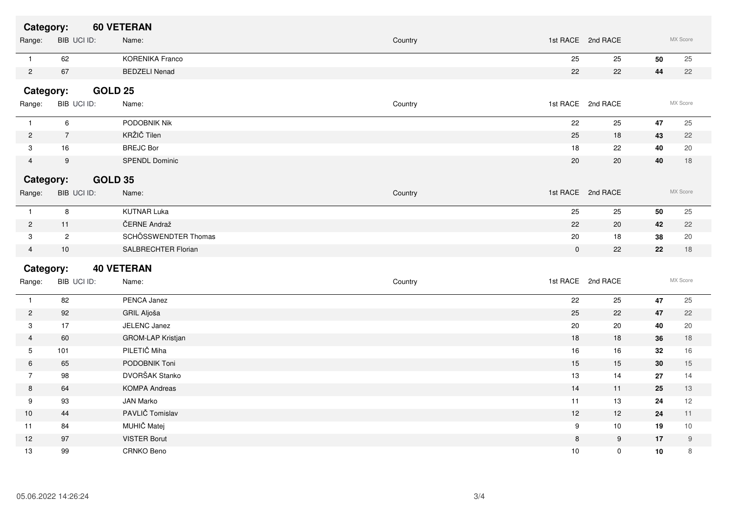## Category: 60 VETERAN

| Range: | BIB | UCI ID: | Name: | Country | 1st RACE | 2nd RACE | | MX Score |
|---|---|---|---|---|---|---|---|---|
| 1 | 62 | | KORENIKA Franco | | 25 | 25 | **50** | 25 |
| 2 | 67 | | BEDZELI Nenad | | 22 | 22 | **44** | 22 |

## Category: GOLD 25

| Range: | BIB | UCI ID: | Name: | Country | 1st RACE | 2nd RACE | | MX Score |
|---|---|---|---|---|---|---|---|---|
| 1 | 6 | | PODOBNIK Nik | | 22 | 25 | **47** | 25 |
| 2 | 7 | | KRŽIČ Tilen | | 25 | 18 | **43** | 22 |
| 3 | 16 | | BREJC Bor | | 18 | 22 | **40** | 20 |
| 4 | 9 | | SPENDL Dominic | | 20 | 20 | **40** | 18 |

## Category: GOLD 35

| Range: | BIB | UCI ID: | Name: | Country | 1st RACE | 2nd RACE | | MX Score |
|---|---|---|---|---|---|---|---|---|
| 1 | 8 | | KUTNAR Luka | | 25 | 25 | **50** | 25 |
| 2 | 11 | | ČERNE Andraž | | 22 | 20 | **42** | 22 |
| 3 | 2 | | SCHÖSSWENDTER Thomas | | 20 | 18 | **38** | 20 |
| 4 | 10 | | SALBRECHTER Florian | | 0 | 22 | **22** | 18 |

## Category: 40 VETERAN

| Range: | BIB | UCI ID: | Name: | Country | 1st RACE | 2nd RACE | | MX Score |
|---|---|---|---|---|---|---|---|---|
| 1 | 82 | | PENCA Janez | | 22 | 25 | **47** | 25 |
| 2 | 92 | | GRIL Aljoša | | 25 | 22 | **47** | 22 |
| 3 | 17 | | JELENC Janez | | 20 | 20 | **40** | 20 |
| 4 | 60 | | GROM-LAP Kristjan | | 18 | 18 | **36** | 18 |
| 5 | 101 | | PILETIČ Miha | | 16 | 16 | **32** | 16 |
| 6 | 65 | | PODOBNIK Toni | | 15 | 15 | **30** | 15 |
| 7 | 98 | | DVORŠAK Stanko | | 13 | 14 | **27** | 14 |
| 8 | 64 | | KOMPA Andreas | | 14 | 11 | **25** | 13 |
| 9 | 93 | | JAN Marko | | 11 | 13 | **24** | 12 |
| 10 | 44 | | PAVLIČ Tomislav | | 12 | 12 | **24** | 11 |
| 11 | 84 | | MUHIČ Matej | | 9 | 10 | **19** | 10 |
| 12 | 97 | | VISTER Borut | | 8 | 9 | **17** | 9 |
| 13 | 99 | | CRNKO Beno | | 10 | 0 | **10** | 8 |

05.06.2022 14:26:24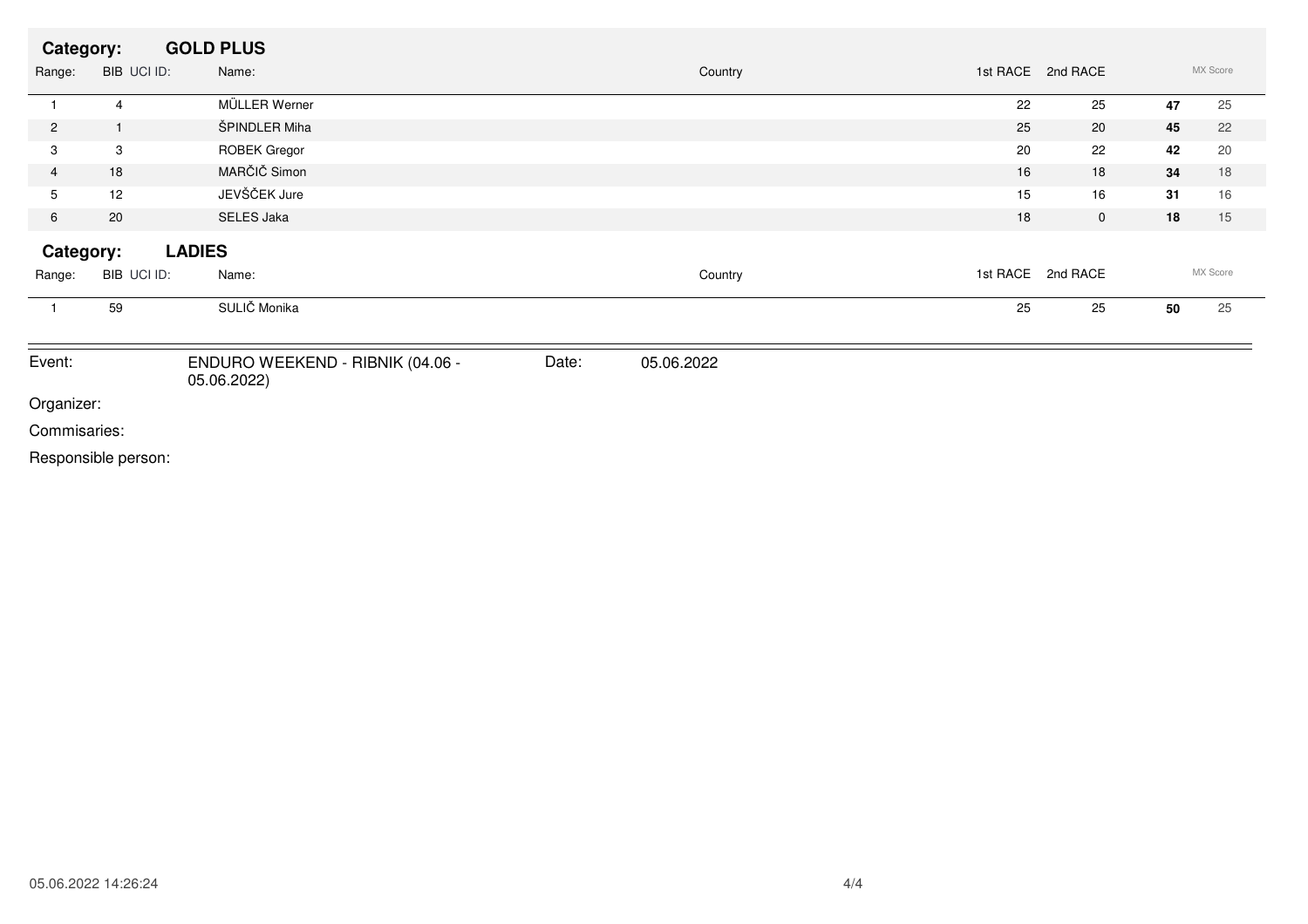**Category:** **GOLD PLUS**

| Range: | BIB | UCI ID: | Name: | Country | 1st RACE | 2nd RACE | | MX Score |
|---|---|---|---|---|---|---|---|---|
| 1 | 4 | | MÜLLER Werner | | 22 | 25 | **47** | 25 |
| 2 | 1 | | ŠPINDLER Miha | | 25 | 20 | **45** | 22 |
| 3 | 3 | | ROBEK Gregor | | 20 | 22 | **42** | 20 |
| 4 | 18 | | MARČIČ Simon | | 16 | 18 | **34** | 18 |
| 5 | 12 | | JEVŠČEK Jure | | 15 | 16 | **31** | 16 |
| 6 | 20 | | SELES Jaka | | 18 | 0 | **18** | 15 |

**Category:** **LADIES**

| Range: | BIB | UCI ID: | Name: | Country | 1st RACE | 2nd RACE | | MX Score |
|---|---|---|---|---|---|---|---|---|
| 1 | 59 | | SULIČ Monika | | 25 | 25 | **50** | 25 |

Event: ENDURO WEEKEND - RIBNIK (04.06 - 05.06.2022) Date: 05.06.2022

Organizer:

Commisaries:

Responsible person:

05.06.2022 14:26:24